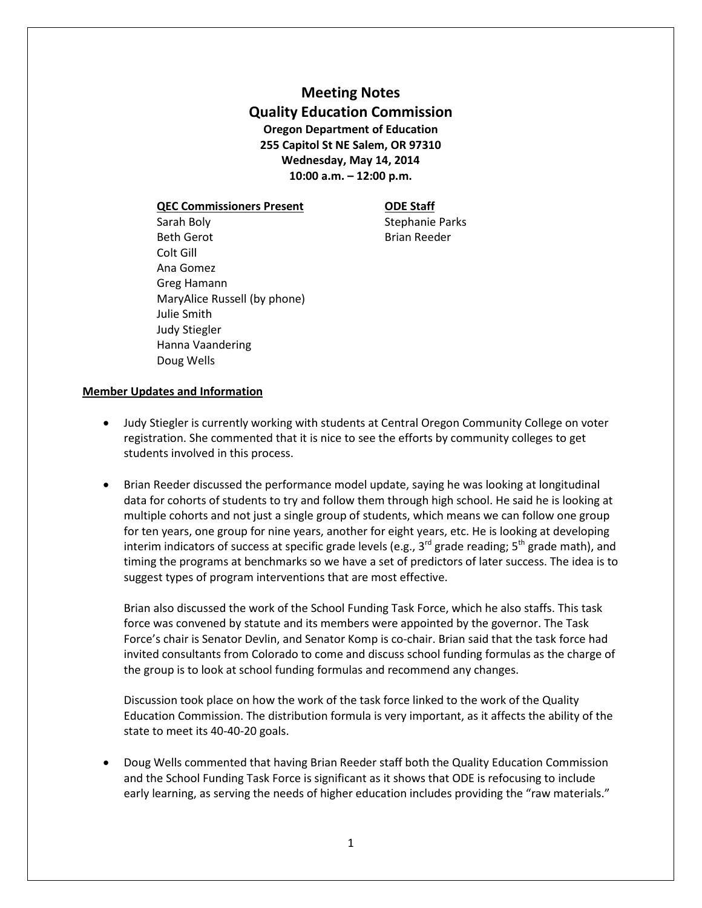# Meeting Notes
## Quality Education Commission

**Oregon Department of Education**
**255 Capitol St NE Salem, OR 97310**
**Wednesday, May 14, 2014**
**10:00 a.m. – 12:00 p.m.**

**QEC Commissioners Present**
Sarah Boly
Beth Gerot
Colt Gill
Ana Gomez
Greg Hamann
MaryAlice Russell (by phone)
Julie Smith
Judy Stiegler
Hanna Vaandering
Doug Wells

**ODE Staff**
Stephanie Parks
Brian Reeder

**Member Updates and Information**

- Judy Stiegler is currently working with students at Central Oregon Community College on voter registration. She commented that it is nice to see the efforts by community colleges to get students involved in this process.

- Brian Reeder discussed the performance model update, saying he was looking at longitudinal data for cohorts of students to try and follow them through high school. He said he is looking at multiple cohorts and not just a single group of students, which means we can follow one group for ten years, one group for nine years, another for eight years, etc. He is looking at developing interim indicators of success at specific grade levels (e.g., 3rd grade reading; 5th grade math), and timing the programs at benchmarks so we have a set of predictors of later success. The idea is to suggest types of program interventions that are most effective.

  Brian also discussed the work of the School Funding Task Force, which he also staffs. This task force was convened by statute and its members were appointed by the governor. The Task Force's chair is Senator Devlin, and Senator Komp is co-chair. Brian said that the task force had invited consultants from Colorado to come and discuss school funding formulas as the charge of the group is to look at school funding formulas and recommend any changes.

  Discussion took place on how the work of the task force linked to the work of the Quality Education Commission. The distribution formula is very important, as it affects the ability of the state to meet its 40-40-20 goals.

- Doug Wells commented that having Brian Reeder staff both the Quality Education Commission and the School Funding Task Force is significant as it shows that ODE is refocusing to include early learning, as serving the needs of higher education includes providing the "raw materials."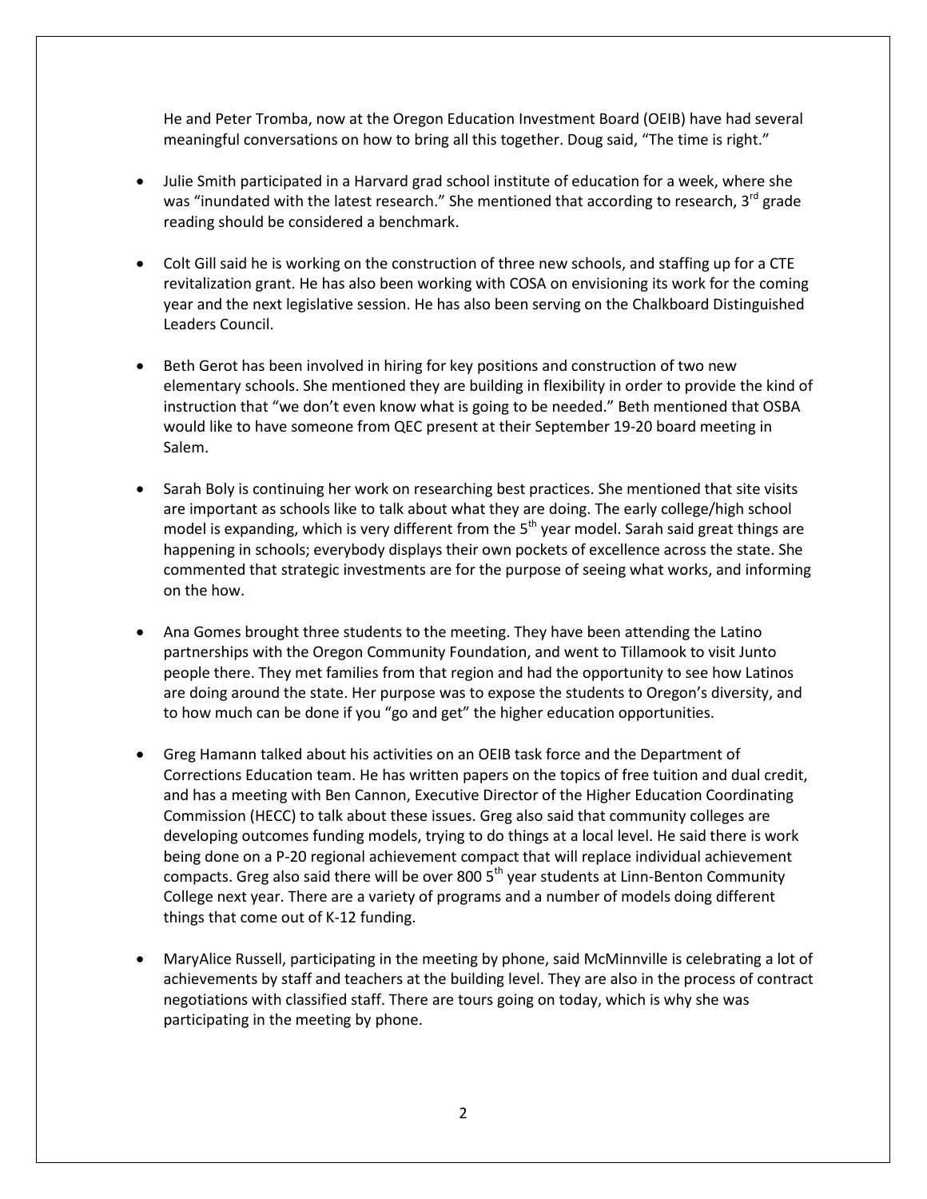He and Peter Tromba, now at the Oregon Education Investment Board (OEIB) have had several meaningful conversations on how to bring all this together. Doug said, "The time is right."

- Julie Smith participated in a Harvard grad school institute of education for a week, where she was "inundated with the latest research." She mentioned that according to research, 3rd grade reading should be considered a benchmark.

- Colt Gill said he is working on the construction of three new schools, and staffing up for a CTE revitalization grant. He has also been working with COSA on envisioning its work for the coming year and the next legislative session. He has also been serving on the Chalkboard Distinguished Leaders Council.

- Beth Gerot has been involved in hiring for key positions and construction of two new elementary schools. She mentioned they are building in flexibility in order to provide the kind of instruction that "we don't even know what is going to be needed." Beth mentioned that OSBA would like to have someone from QEC present at their September 19-20 board meeting in Salem.

- Sarah Boly is continuing her work on researching best practices. She mentioned that site visits are important as schools like to talk about what they are doing. The early college/high school model is expanding, which is very different from the 5th year model. Sarah said great things are happening in schools; everybody displays their own pockets of excellence across the state. She commented that strategic investments are for the purpose of seeing what works, and informing on the how.

- Ana Gomes brought three students to the meeting. They have been attending the Latino partnerships with the Oregon Community Foundation, and went to Tillamook to visit Junto people there. They met families from that region and had the opportunity to see how Latinos are doing around the state. Her purpose was to expose the students to Oregon's diversity, and to how much can be done if you "go and get" the higher education opportunities.

- Greg Hamann talked about his activities on an OEIB task force and the Department of Corrections Education team. He has written papers on the topics of free tuition and dual credit, and has a meeting with Ben Cannon, Executive Director of the Higher Education Coordinating Commission (HECC) to talk about these issues. Greg also said that community colleges are developing outcomes funding models, trying to do things at a local level. He said there is work being done on a P-20 regional achievement compact that will replace individual achievement compacts. Greg also said there will be over 800 5th year students at Linn-Benton Community College next year. There are a variety of programs and a number of models doing different things that come out of K-12 funding.

- MaryAlice Russell, participating in the meeting by phone, said McMinnville is celebrating a lot of achievements by staff and teachers at the building level. They are also in the process of contract negotiations with classified staff. There are tours going on today, which is why she was participating in the meeting by phone.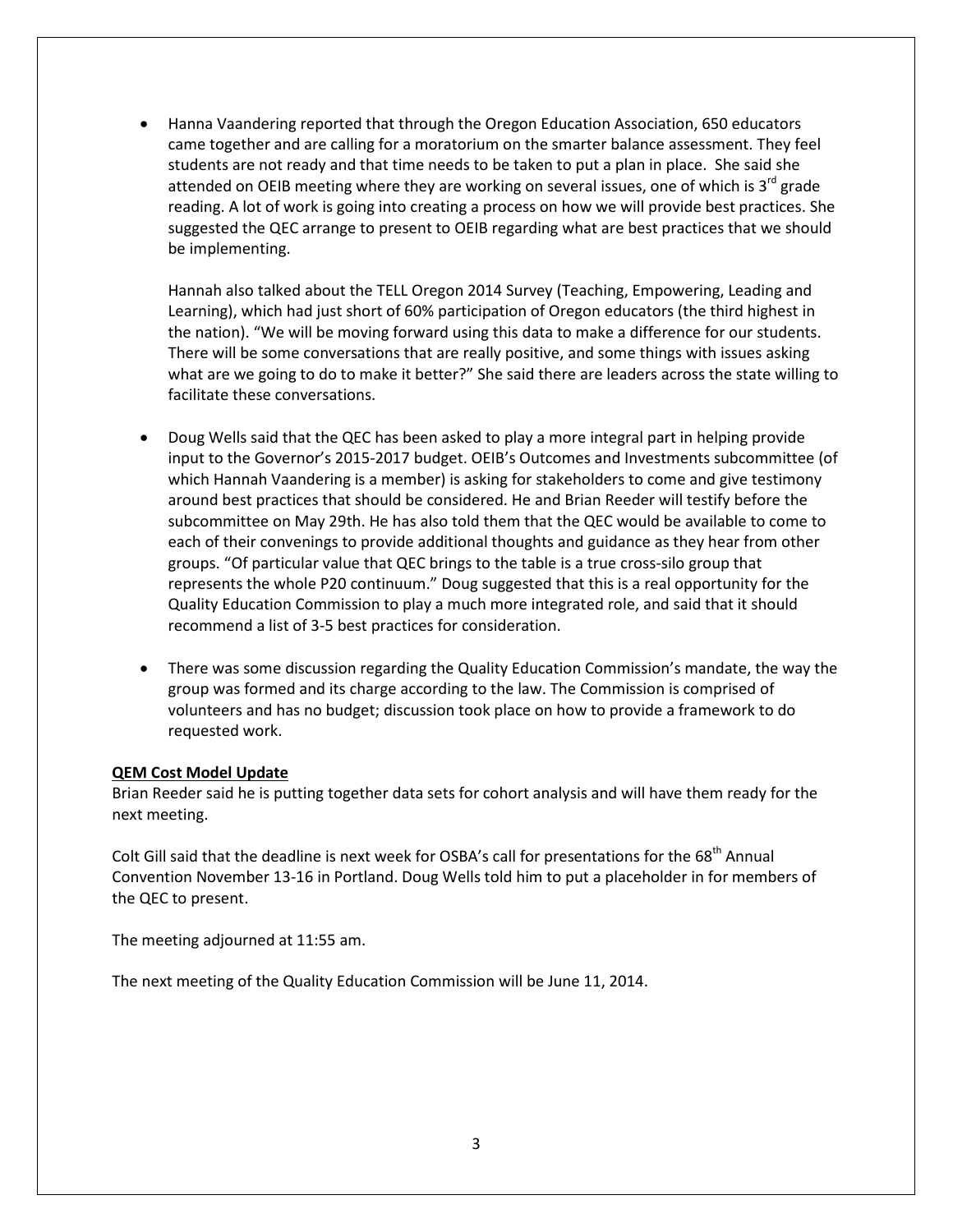- Hanna Vaandering reported that through the Oregon Education Association, 650 educators came together and are calling for a moratorium on the smarter balance assessment. They feel students are not ready and that time needs to be taken to put a plan in place. She said she attended on OEIB meeting where they are working on several issues, one of which is 3rd grade reading. A lot of work is going into creating a process on how we will provide best practices. She suggested the QEC arrange to present to OEIB regarding what are best practices that we should be implementing.

  Hannah also talked about the TELL Oregon 2014 Survey (Teaching, Empowering, Leading and Learning), which had just short of 60% participation of Oregon educators (the third highest in the nation). "We will be moving forward using this data to make a difference for our students. There will be some conversations that are really positive, and some things with issues asking what are we going to do to make it better?" She said there are leaders across the state willing to facilitate these conversations.

- Doug Wells said that the QEC has been asked to play a more integral part in helping provide input to the Governor's 2015-2017 budget. OEIB's Outcomes and Investments subcommittee (of which Hannah Vaandering is a member) is asking for stakeholders to come and give testimony around best practices that should be considered. He and Brian Reeder will testify before the subcommittee on May 29th. He has also told them that the QEC would be available to come to each of their convenings to provide additional thoughts and guidance as they hear from other groups. "Of particular value that QEC brings to the table is a true cross-silo group that represents the whole P20 continuum." Doug suggested that this is a real opportunity for the Quality Education Commission to play a much more integrated role, and said that it should recommend a list of 3-5 best practices for consideration.

- There was some discussion regarding the Quality Education Commission's mandate, the way the group was formed and its charge according to the law. The Commission is comprised of volunteers and has no budget; discussion took place on how to provide a framework to do requested work.

**QEM Cost Model Update**

Brian Reeder said he is putting together data sets for cohort analysis and will have them ready for the next meeting.

Colt Gill said that the deadline is next week for OSBA's call for presentations for the 68th Annual Convention November 13-16 in Portland. Doug Wells told him to put a placeholder in for members of the QEC to present.

The meeting adjourned at 11:55 am.

The next meeting of the Quality Education Commission will be June 11, 2014.